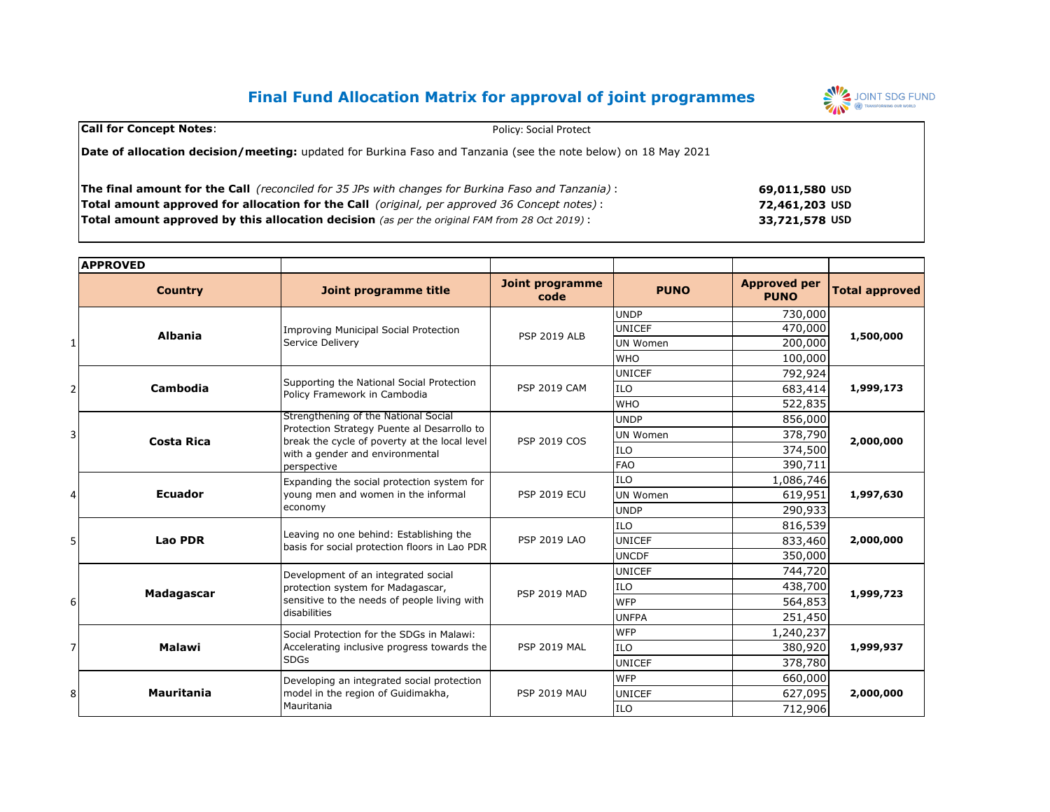# Final Fund Allocation Matrix for approval of joint programmes

**Call for Concept Notes**: Policy: Social Protect

**Date of allocation decision/meeting:** updated for Burkina Faso and Tanzania (see the note below) on 18 May 2021

**The final amount for the Call** *(reconciled for 35 JPs with changes for Burkina Faso and Tanzania)* : **69,011,580 USD**

**Total amount approved for allocation for the Call** *(original, per approved 36 Concept notes)* : **72,461,203 USD**

**Total amount approved by this allocation decision** *(as per the original FAM from 28 Oct 2019)* : **33,721,578 USD**

**APPROVED**

| # | Country | Joint programme title | Joint programme code | PUNO | Approved per PUNO | Total approved |
|---|---|---|---|---|---|---|
| 1 | **Albania** | Improving Municipal Social Protection Service Delivery | PSP 2019 ALB | UNDP | 730,000 | **1,500,000** |
| | | | | UNICEF | 470,000 | |
| | | | | UN Women | 200,000 | |
| | | | | WHO | 100,000 | |
| 2 | **Cambodia** | Supporting the National Social Protection Policy Framework in Cambodia | PSP 2019 CAM | UNICEF | 792,924 | **1,999,173** |
| | | | | ILO | 683,414 | |
| | | | | WHO | 522,835 | |
| 3 | **Costa Rica** | Strengthening of the National Social Protection Strategy Puente al Desarrollo to break the cycle of poverty at the local level with a gender and environmental perspective | PSP 2019 COS | UNDP | 856,000 | **2,000,000** |
| | | | | UN Women | 378,790 | |
| | | | | ILO | 374,500 | |
| | | | | FAO | 390,711 | |
| 4 | **Ecuador** | Expanding the social protection system for young men and women in the informal economy | PSP 2019 ECU | ILO | 1,086,746 | **1,997,630** |
| | | | | UN Women | 619,951 | |
| | | | | UNDP | 290,933 | |
| 5 | **Lao PDR** | Leaving no one behind: Establishing the basis for social protection floors in Lao PDR | PSP 2019 LAO | ILO | 816,539 | **2,000,000** |
| | | | | UNICEF | 833,460 | |
| | | | | UNCDF | 350,000 | |
| 6 | **Madagascar** | Development of an integrated social protection system for Madagascar, sensitive to the needs of people living with disabilities | PSP 2019 MAD | UNICEF | 744,720 | **1,999,723** |
| | | | | ILO | 438,700 | |
| | | | | WFP | 564,853 | |
| | | | | UNFPA | 251,450 | |
| 7 | **Malawi** | Social Protection for the SDGs in Malawi: Accelerating inclusive progress towards the SDGs | PSP 2019 MAL | WFP | 1,240,237 | **1,999,937** |
| | | | | ILO | 380,920 | |
| | | | | UNICEF | 378,780 | |
| 8 | **Mauritania** | Developing an integrated social protection model in the region of Guidimakha, Mauritania | PSP 2019 MAU | WFP | 660,000 | **2,000,000** |
| | | | | UNICEF | 627,095 | |
| | | | | ILO | 712,906 | |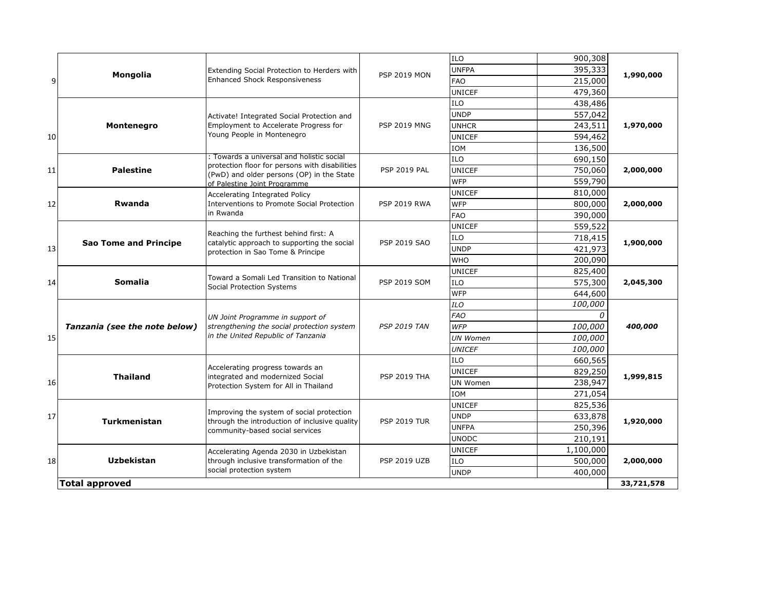| | | | | | | |
|---|---|---|---|---|---|---|
| 9 | **Mongolia** | Extending Social Protection to Herders with Enhanced Shock Responsiveness | PSP 2019 MON | ILO | 900,308 | **1,990,000** |
| | | | | UNFPA | 395,333 | |
| | | | | FAO | 215,000 | |
| | | | | UNICEF | 479,360 | |
| 10 | **Montenegro** | Activate! Integrated Social Protection and Employment to Accelerate Progress for Young People in Montenegro | PSP 2019 MNG | ILO | 438,486 | **1,970,000** |
| | | | | UNDP | 557,042 | |
| | | | | UNHCR | 243,511 | |
| | | | | UNICEF | 594,462 | |
| | | | | IOM | 136,500 | |
| 11 | **Palestine** | : Towards a universal and holistic social protection floor for persons with disabilities (PwD) and older persons (OP) in the State of Palestine Joint Programme | PSP 2019 PAL | ILO | 690,150 | **2,000,000** |
| | | | | UNICEF | 750,060 | |
| | | | | WFP | 559,790 | |
| 12 | **Rwanda** | Accelerating Integrated Policy Interventions to Promote Social Protection in Rwanda | PSP 2019 RWA | UNICEF | 810,000 | **2,000,000** |
| | | | | WFP | 800,000 | |
| | | | | FAO | 390,000 | |
| 13 | **Sao Tome and Principe** | Reaching the furthest behind first: A catalytic approach to supporting the social protection in Sao Tome & Principe | PSP 2019 SAO | UNICEF | 559,522 | **1,900,000** |
| | | | | ILO | 718,415 | |
| | | | | UNDP | 421,973 | |
| | | | | WHO | 200,090 | |
| 14 | **Somalia** | Toward a Somali Led Transition to National Social Protection Systems | PSP 2019 SOM | UNICEF | 825,400 | **2,045,300** |
| | | | | ILO | 575,300 | |
| | | | | WFP | 644,600 | |
| 15 | ***Tanzania (see the note below)*** | *UN Joint Programme in support of strengthening the social protection system in the United Republic of Tanzania* | *PSP 2019 TAN* | *ILO* | *100,000* | ***400,000*** |
| | | | | *FAO* | *0* | |
| | | | | *WFP* | *100,000* | |
| | | | | *UN Women* | *100,000* | |
| | | | | *UNICEF* | *100,000* | |
| 16 | **Thailand** | Accelerating progress towards an integrated and modernized Social Protection System for All in Thailand | PSP 2019 THA | ILO | 660,565 | **1,999,815** |
| | | | | UNICEF | 829,250 | |
| | | | | UN Women | 238,947 | |
| | | | | IOM | 271,054 | |
| 17 | **Turkmenistan** | Improving the system of social protection through the introduction of inclusive quality community-based social services | PSP 2019 TUR | UNICEF | 825,536 | **1,920,000** |
| | | | | UNDP | 633,878 | |
| | | | | UNFPA | 250,396 | |
| | | | | UNODC | 210,191 | |
| 18 | **Uzbekistan** | Accelerating Agenda 2030 in Uzbekistan through inclusive transformation of the social protection system | PSP 2019 UZB | UNICEF | 1,100,000 | **2,000,000** |
| | | | | ILO | 500,000 | |
| | | | | UNDP | 400,000 | |
| | **Total approved** | | | | | **33,721,578** |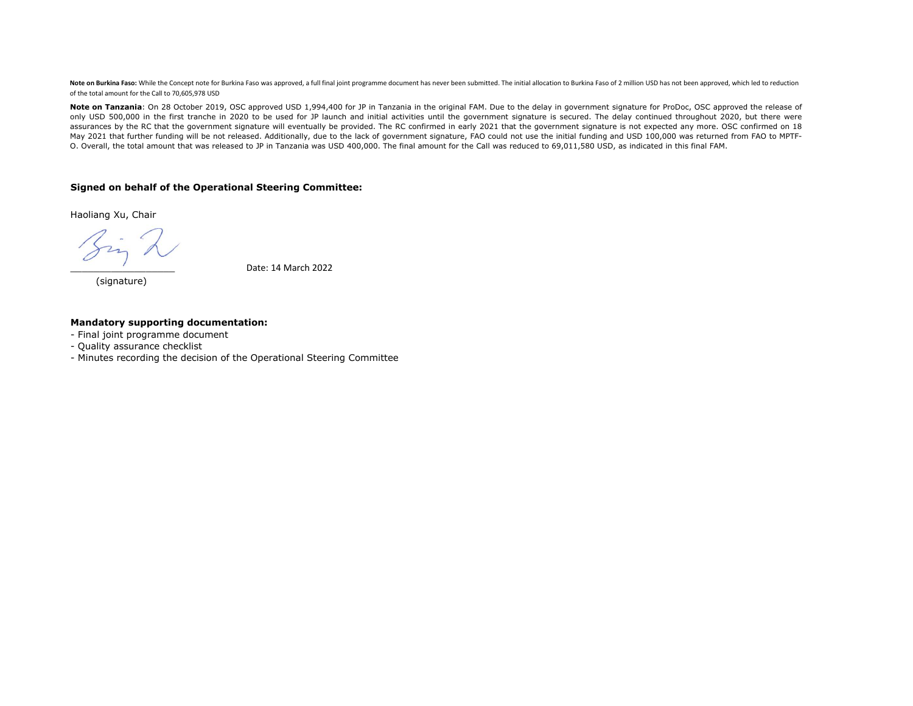**Note on Burkina Faso:** While the Concept note for Burkina Faso was approved, a full final joint programme document has never been submitted. The initial allocation to Burkina Faso of 2 million USD has not been approved, which led to reduction of the total amount for the Call to 70,605,978 USD

**Note on Tanzania**: On 28 October 2019, OSC approved USD 1,994,400 for JP in Tanzania in the original FAM. Due to the delay in government signature for ProDoc, OSC approved the release of only USD 500,000 in the first tranche in 2020 to be used for JP launch and initial activities until the government signature is secured. The delay continued throughout 2020, but there were assurances by the RC that the government signature will eventually be provided. The RC confirmed in early 2021 that the government signature is not expected any more. OSC confirmed on 18 May 2021 that further funding will be not released. Additionally, due to the lack of government signature, FAO could not use the initial funding and USD 100,000 was returned from FAO to MPTF-O. Overall, the total amount that was released to JP in Tanzania was USD 400,000. The final amount for the Call was reduced to 69,011,580 USD, as indicated in this final FAM.

**Signed on behalf of the Operational Steering Committee:**

Haoliang Xu, Chair

____________________ Date: 14 March 2022

(signature)

**Mandatory supporting documentation:**

- Final joint programme document
- Quality assurance checklist
- Minutes recording the decision of the Operational Steering Committee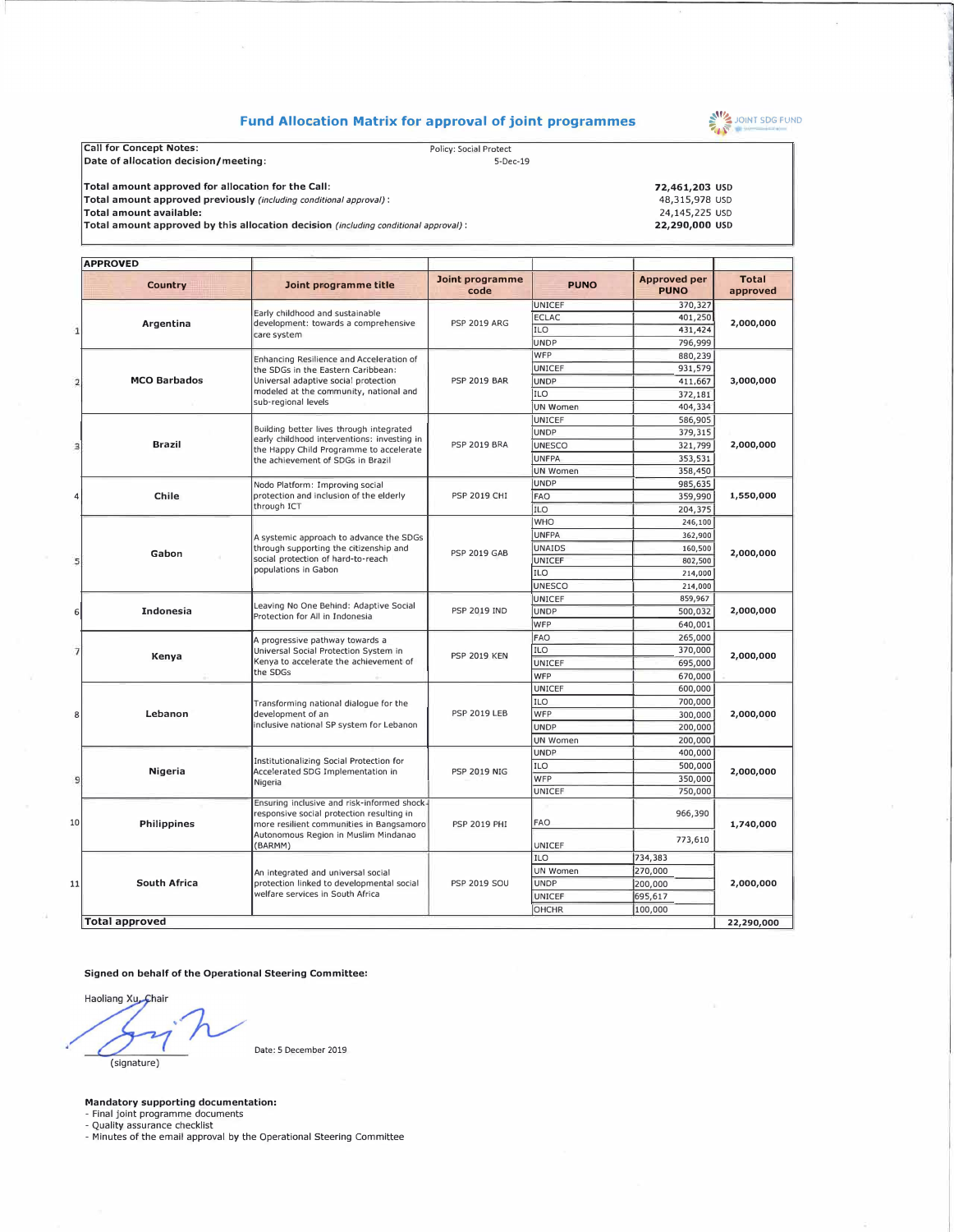## Fund Allocation Matrix for approval of joint programmes

JOINT SDG FUND

| | | |
|---|---|---|
| **Call for Concept Notes:** | Policy: Social Protect | |
| **Date of allocation decision/meeting:** | 5-Dec-19 | |
| **Total amount approved for allocation for the Call:** | | **72,461,203** USD |
| **Total amount approved previously** *(including conditional approval)*: | | 48,315,978 USD |
| **Total amount available:** | | 24,145,225 USD |
| **Total amount approved by this allocation decision** *(including conditional approval)*: | | **22,290,000** USD |

**APPROVED**

| | Country | Joint programme title | Joint programme code | PUNO | Approved per PUNO | Total approved |
|---|---|---|---|---|---|---|
| 1 | **Argentina** | Early childhood and sustainable development: towards a comprehensive care system | PSP 2019 ARG | UNICEF | 370,327 | **2,000,000** |
| | | | | ECLAC | 401,250 | |
| | | | | ILO | 431,424 | |
| | | | | UNDP | 796,999 | |
| 2 | **MCO Barbados** | Enhancing Resilience and Acceleration of the SDGs in the Eastern Caribbean: Universal adaptive social protection modeled at the community, national and sub-regional levels | PSP 2019 BAR | WFP | 880,239 | **3,000,000** |
| | | | | UNICEF | 931,579 | |
| | | | | UNDP | 411,667 | |
| | | | | ILO | 372,181 | |
| | | | | UN Women | 404,334 | |
| 3 | **Brazil** | Building better lives through integrated early childhood interventions: investing in the Happy Child Programme to accelerate the achievement of SDGs in Brazil | PSP 2019 BRA | UNICEF | 586,905 | **2,000,000** |
| | | | | UNDP | 379,315 | |
| | | | | UNESCO | 321,799 | |
| | | | | UNFPA | 353,531 | |
| | | | | UN Women | 358,450 | |
| 4 | **Chile** | Nodo Platform: Improving social protection and inclusion of the elderly through ICT | PSP 2019 CHI | UNDP | 985,635 | **1,550,000** |
| | | | | FAO | 359,990 | |
| | | | | ILO | 204,375 | |
| 5 | **Gabon** | A systemic approach to advance the SDGs through supporting the citizenship and social protection of hard-to-reach populations in Gabon | PSP 2019 GAB | WHO | 246,100 | **2,000,000** |
| | | | | UNFPA | 362,900 | |
| | | | | UNAIDS | 160,500 | |
| | | | | UNICEF | 802,500 | |
| | | | | ILO | 214,000 | |
| | | | | UNESCO | 214,000 | |
| 6 | **Indonesia** | Leaving No One Behind: Adaptive Social Protection for All in Indonesia | PSP 2019 IND | UNICEF | 859,967 | **2,000,000** |
| | | | | UNDP | 500,032 | |
| | | | | WFP | 640,001 | |
| 7 | **Kenya** | A progressive pathway towards a Universal Social Protection System in Kenya to accelerate the achievement of the SDGs | PSP 2019 KEN | FAO | 265,000 | **2,000,000** |
| | | | | ILO | 370,000 | |
| | | | | UNICEF | 695,000 | |
| | | | | WFP | 670,000 | |
| 8 | **Lebanon** | Transforming national dialogue for the development of an inclusive national SP system for Lebanon | PSP 2019 LEB | UNICEF | 600,000 | **2,000,000** |
| | | | | ILO | 700,000 | |
| | | | | WFP | 300,000 | |
| | | | | UNDP | 200,000 | |
| | | | | UN Women | 200,000 | |
| 9 | **Nigeria** | Institutionalizing Social Protection for Accelerated SDG Implementation in Nigeria | PSP 2019 NIG | UNDP | 400,000 | **2,000,000** |
| | | | | ILO | 500,000 | |
| | | | | WFP | 350,000 | |
| | | | | UNICEF | 750,000 | |
| 10 | **Philippines** | Ensuring inclusive and risk-informed shock-responsive social protection resulting in more resilient communities in Bangsamoro Autonomous Region in Muslim Mindanao (BARMM) | PSP 2019 PHI | FAO | 966,390 | **1,740,000** |
| | | | | UNICEF | 773,610 | |
| 11 | **South Africa** | An integrated and universal social protection linked to developmental social welfare services in South Africa | PSP 2019 SOU | ILO | 734,383 | **2,000,000** |
| | | | | UN Women | 270,000 | |
| | | | | UNDP | 200,000 | |
| | | | | UNICEF | 695,617 | |
| | | | | OHCHR | 100,000 | |
| | **Total approved** | | | | | **22,290,000** |

**Signed on behalf of the Operational Steering Committee:**

Haoliang Xu, Chair

(signature)

Date: 5 December 2019

**Mandatory supporting documentation:**
- Final joint programme documents
- Quality assurance checklist
- Minutes of the email approval by the Operational Steering Committee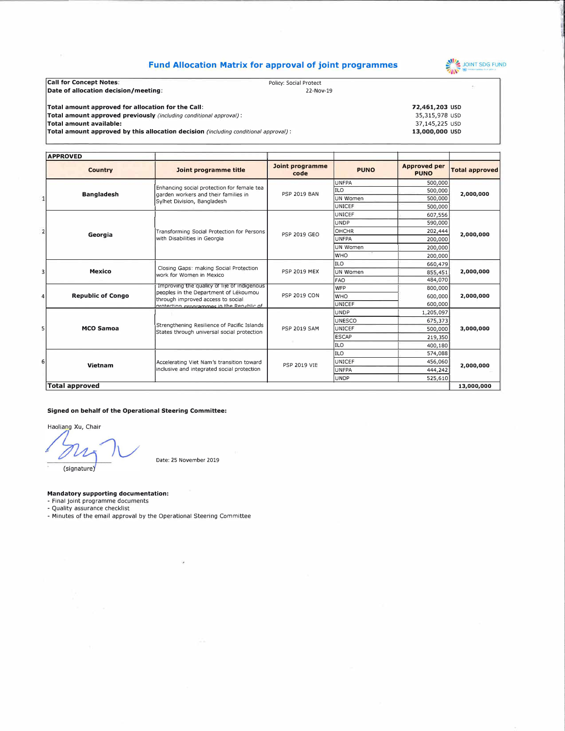## Fund Allocation Matrix for approval of joint programmes

JOINT SDG FUND

| | | |
|---|---|---|
| **Call for Concept Notes**: | Policy: Social Protect | |
| **Date of allocation decision/meeting**: | 22-Nov-19 | |
| **Total amount approved for allocation for the Call**: | | **72,461,203** USD |
| **Total amount approved previously** *(including conditional approval)*: | | 35,315,978 USD |
| **Total amount available:** | | 37,145,225 USD |
| **Total amount approved by this allocation decision** *(including conditional approval)*: | | **13,000,000** USD |

**APPROVED**

| | Country | Joint programme title | Joint programme code | PUNO | Approved per PUNO | Total approved |
|---|---|---|---|---|---|---|
| 1 | **Bangladesh** | Enhancing social protection for female tea garden workers and their families in Sylhet Division, Bangladesh | PSP 2019 BAN | UNFPA | 500,000 | **2,000,000** |
| | | | | ILO | 500,000 | |
| | | | | UN Women | 500,000 | |
| | | | | UNICEF | 500,000 | |
| 2 | **Georgia** | Transforming Social Protection for Persons with Disabilities in Georgia | PSP 2019 GEO | UNICEF | 607,556 | **2,000,000** |
| | | | | UNDP | 590,000 | |
| | | | | OHCHR | 202,444 | |
| | | | | UNFPA | 200,000 | |
| | | | | UN Women | 200,000 | |
| | | | | WHO | 200,000 | |
| 3 | **Mexico** | Closing Gaps: making Social Protection work for Women in Mexico | PSP 2019 MEX | ILO | 660,479 | **2,000,000** |
| | | | | UN Women | 855,451 | |
| | | | | FAO | 484,070 | |
| 4 | **Republic of Congo** | Improving the quality of life of indigenous peoples in the Department of Lékoumou through improved access to social protection programmes in the Republic of | PSP 2019 CON | WFP | 800,000 | **2,000,000** |
| | | | | WHO | 600,000 | |
| | | | | UNICEF | 600,000 | |
| 5 | **MCO Samoa** | Strengthening Resilience of Pacific Islands States through universal social protection | PSP 2019 SAM | UNDP | 1,205,097 | **3,000,000** |
| | | | | UNESCO | 675,373 | |
| | | | | UNICEF | 500,000 | |
| | | | | ESCAP | 219,350 | |
| | | | | ILO | 400,180 | |
| 6 | **Vietnam** | Accelerating Viet Nam's transition toward inclusive and integrated social protection | PSP 2019 VIE | ILO | 574,088 | **2,000,000** |
| | | | | UNICEF | 456,060 | |
| | | | | UNFPA | 444,242 | |
| | | | | UNDP | 525,610 | |
| | **Total approved** | | | | | **13,000,000** |

**Signed on behalf of the Operational Steering Committee:**

Haoliang Xu, Chair

(signature)

Date: 25 November 2019

**Mandatory supporting documentation:**
- Final joint programme documents
- Quality assurance checklist
- Minutes of the email approval by the Operational Steering Committee